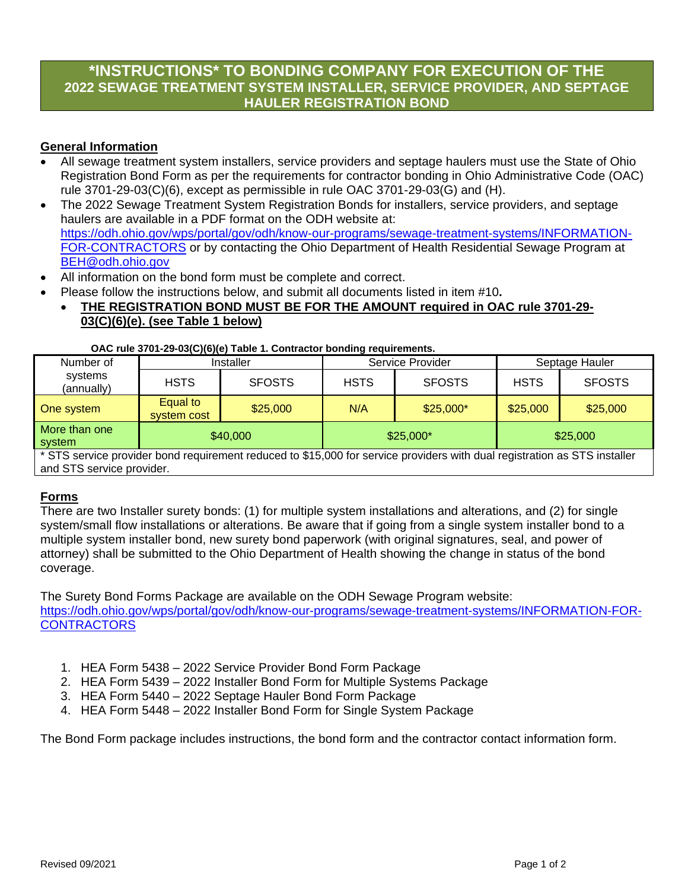# *INSTRUCTIONS* TO BONDING COMPANY FOR EXECUTION OF THE 2022 SEWAGE TREATMENT SYSTEM INSTALLER, SERVICE PROVIDER, AND SEPTAGE HAULER REGISTRATION BOND

## General Information

- All sewage treatment system installers, service providers and septage haulers must use the State of Ohio Registration Bond Form as per the requirements for contractor bonding in Ohio Administrative Code (OAC) rule 3701-29-03(C)(6), except as permissible in rule OAC 3701-29-03(G) and (H).
- The 2022 Sewage Treatment System Registration Bonds for installers, service providers, and septage haulers are available in a PDF format on the ODH website at: https://odh.ohio.gov/wps/portal/gov/odh/know-our-programs/sewage-treatment-systems/INFORMATION-FOR-CONTRACTORS or by contacting the Ohio Department of Health Residential Sewage Program at BEH@odh.ohio.gov
- All information on the bond form must be complete and correct.
- Please follow the instructions below, and submit all documents listed in item #10**.**
  - **THE REGISTRATION BOND MUST BE FOR THE AMOUNT required in OAC rule 3701-29-03(C)(6)(e). (see Table 1 below)**

**OAC rule 3701-29-03(C)(6)(e) Table 1. Contractor bonding requirements.**

| Number of systems (annually) | Installer | | Service Provider | | Septage Hauler | |
|---|---|---|---|---|---|---|
| | HSTS | SFOSTS | HSTS | SFOSTS | HSTS | SFOSTS |
| One system | Equal to system cost | $25,000 | N/A | $25,000* | $25,000 | $25,000 |
| More than one system | $40,000 | | $25,000* | | $25,000 | |

* STS service provider bond requirement reduced to $15,000 for service providers with dual registration as STS installer and STS service provider.

## Forms

There are two Installer surety bonds: (1) for multiple system installations and alterations, and (2) for single system/small flow installations or alterations. Be aware that if going from a single system installer bond to a multiple system installer bond, new surety bond paperwork (with original signatures, seal, and power of attorney) shall be submitted to the Ohio Department of Health showing the change in status of the bond coverage.

The Surety Bond Forms Package are available on the ODH Sewage Program website: https://odh.ohio.gov/wps/portal/gov/odh/know-our-programs/sewage-treatment-systems/INFORMATION-FOR-CONTRACTORS

1. HEA Form 5438 – 2022 Service Provider Bond Form Package
2. HEA Form 5439 – 2022 Installer Bond Form for Multiple Systems Package
3. HEA Form 5440 – 2022 Septage Hauler Bond Form Package
4. HEA Form 5448 – 2022 Installer Bond Form for Single System Package

The Bond Form package includes instructions, the bond form and the contractor contact information form.

Revised 09/2021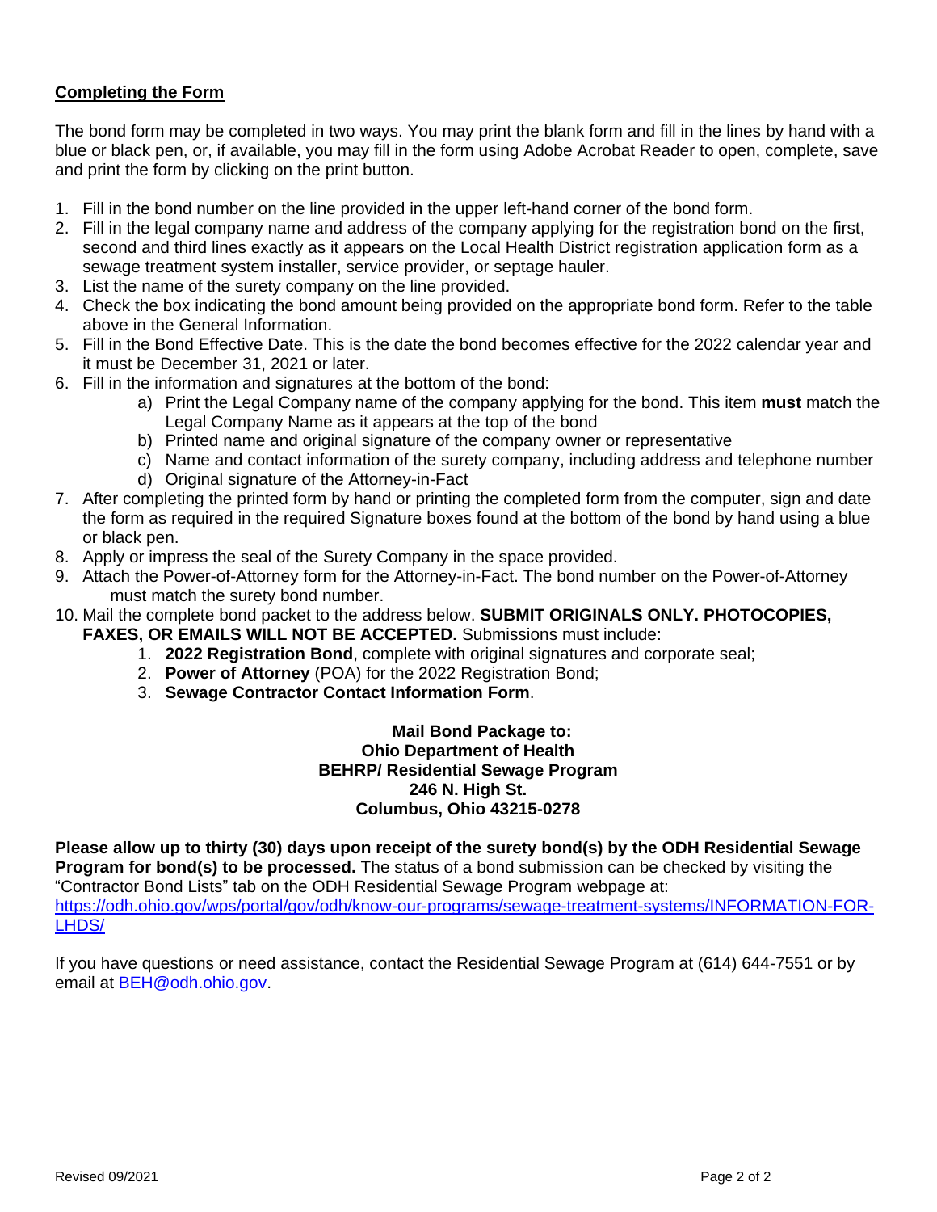## Completing the Form

The bond form may be completed in two ways. You may print the blank form and fill in the lines by hand with a blue or black pen, or, if available, you may fill in the form using Adobe Acrobat Reader to open, complete, save and print the form by clicking on the print button.

1. Fill in the bond number on the line provided in the upper left-hand corner of the bond form.
2. Fill in the legal company name and address of the company applying for the registration bond on the first, second and third lines exactly as it appears on the Local Health District registration application form as a sewage treatment system installer, service provider, or septage hauler.
3. List the name of the surety company on the line provided.
4. Check the box indicating the bond amount being provided on the appropriate bond form. Refer to the table above in the General Information.
5. Fill in the Bond Effective Date. This is the date the bond becomes effective for the 2022 calendar year and it must be December 31, 2021 or later.
6. Fill in the information and signatures at the bottom of the bond:
   a) Print the Legal Company name of the company applying for the bond. This item **must** match the Legal Company Name as it appears at the top of the bond
   b) Printed name and original signature of the company owner or representative
   c) Name and contact information of the surety company, including address and telephone number
   d) Original signature of the Attorney-in-Fact
7. After completing the printed form by hand or printing the completed form from the computer, sign and date the form as required in the required Signature boxes found at the bottom of the bond by hand using a blue or black pen.
8. Apply or impress the seal of the Surety Company in the space provided.
9. Attach the Power-of-Attorney form for the Attorney-in-Fact. The bond number on the Power-of-Attorney must match the surety bond number.
10. Mail the complete bond packet to the address below. **SUBMIT ORIGINALS ONLY. PHOTOCOPIES, FAXES, OR EMAILS WILL NOT BE ACCEPTED.** Submissions must include:
    1. **2022 Registration Bond**, complete with original signatures and corporate seal;
    2. **Power of Attorney** (POA) for the 2022 Registration Bond;
    3. **Sewage Contractor Contact Information Form**.

**Mail Bond Package to:**
**Ohio Department of Health**
**BEHRP/ Residential Sewage Program**
**246 N. High St.**
**Columbus, Ohio 43215-0278**

**Please allow up to thirty (30) days upon receipt of the surety bond(s) by the ODH Residential Sewage Program for bond(s) to be processed.** The status of a bond submission can be checked by visiting the "Contractor Bond Lists" tab on the ODH Residential Sewage Program webpage at: https://odh.ohio.gov/wps/portal/gov/odh/know-our-programs/sewage-treatment-systems/INFORMATION-FOR-LHDS/

If you have questions or need assistance, contact the Residential Sewage Program at (614) 644-7551 or by email at BEH@odh.ohio.gov.

Revised 09/2021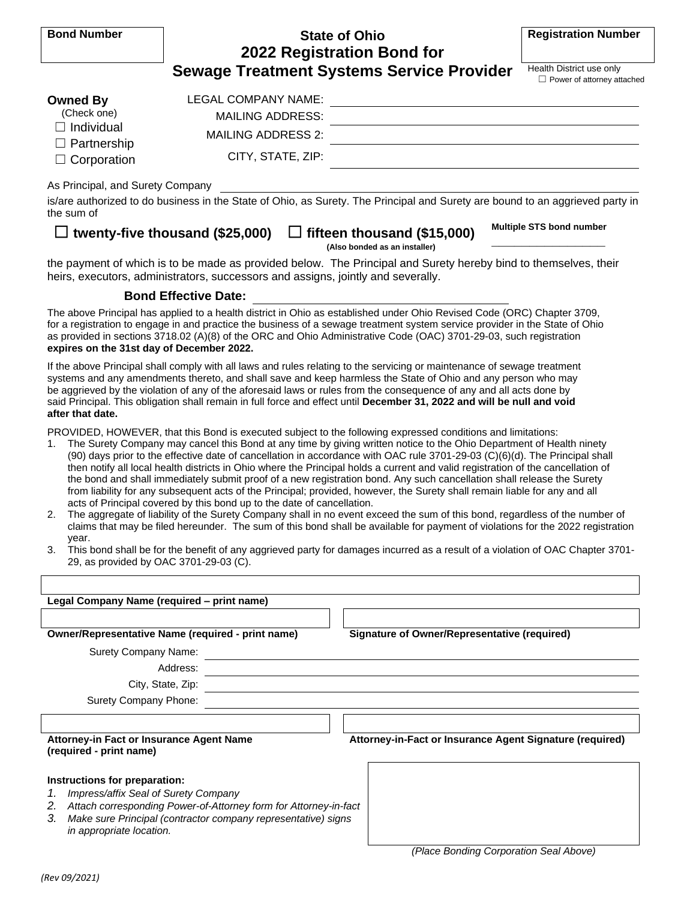**Bond Number**

# State of Ohio
# 2022 Registration Bond for Sewage Treatment Systems Service Provider

**Registration Number**

Health District use only
☐ Power of attorney attached

**Owned By**
(Check one)
☐ Individual
☐ Partnership
☐ Corporation

LEGAL COMPANY NAME: ______________________

MAILING ADDRESS: ______________________

MAILING ADDRESS 2: ______________________

CITY, STATE, ZIP: ______________________

As Principal, and Surety Company ______________________

is/are authorized to do business in the State of Ohio, as Surety. The Principal and Surety are bound to an aggrieved party in the sum of

☐ **twenty-five thousand ($25,000)** ☐ **fifteen thousand ($15,000)**
**(Also bonded as an installer)**

**Multiple STS bond number** ______________________

the payment of which is to be made as provided below. The Principal and Surety hereby bind to themselves, their heirs, executors, administrators, successors and assigns, jointly and severally.

**Bond Effective Date:** ______________________

The above Principal has applied to a health district in Ohio as established under Ohio Revised Code (ORC) Chapter 3709, for a registration to engage in and practice the business of a sewage treatment system service provider in the State of Ohio as provided in sections 3718.02 (A)(8) of the ORC and Ohio Administrative Code (OAC) 3701-29-03, such registration **expires on the 31st day of December 2022.**

If the above Principal shall comply with all laws and rules relating to the servicing or maintenance of sewage treatment systems and any amendments thereto, and shall save and keep harmless the State of Ohio and any person who may be aggrieved by the violation of any of the aforesaid laws or rules from the consequence of any and all acts done by said Principal. This obligation shall remain in full force and effect until **December 31, 2022 and will be null and void after that date.**

PROVIDED, HOWEVER, that this Bond is executed subject to the following expressed conditions and limitations:

1. The Surety Company may cancel this Bond at any time by giving written notice to the Ohio Department of Health ninety (90) days prior to the effective date of cancellation in accordance with OAC rule 3701-29-03 (C)(6)(d). The Principal shall then notify all local health districts in Ohio where the Principal holds a current and valid registration of the cancellation of the bond and shall immediately submit proof of a new registration bond. Any such cancellation shall release the Surety from liability for any subsequent acts of the Principal; provided, however, the Surety shall remain liable for any and all acts of Principal covered by this bond up to the date of cancellation.
2. The aggregate of liability of the Surety Company shall in no event exceed the sum of this bond, regardless of the number of claims that may be filed hereunder. The sum of this bond shall be available for payment of violations for the 2022 registration year.
3. This bond shall be for the benefit of any aggrieved party for damages incurred as a result of a violation of OAC Chapter 3701-29, as provided by OAC 3701-29-03 (C).

______________________
**Legal Company Name (required – print name)**

______________________
**Owner/Representative Name (required - print name)**

______________________
**Signature of Owner/Representative (required)**

Surety Company Name: ______________________

Address: ______________________

City, State, Zip: ______________________

Surety Company Phone: ______________________

______________________
**Attorney-in Fact or Insurance Agent Name (required - print name)**

______________________
**Attorney-in-Fact or Insurance Agent Signature (required)**

**Instructions for preparation:**

1. *Impress/affix Seal of Surety Company*
2. *Attach corresponding Power-of-Attorney form for Attorney-in-fact*
3. *Make sure Principal (contractor company representative) signs in appropriate location.*

*(Place Bonding Corporation Seal Above)*

*(Rev 09/2021)*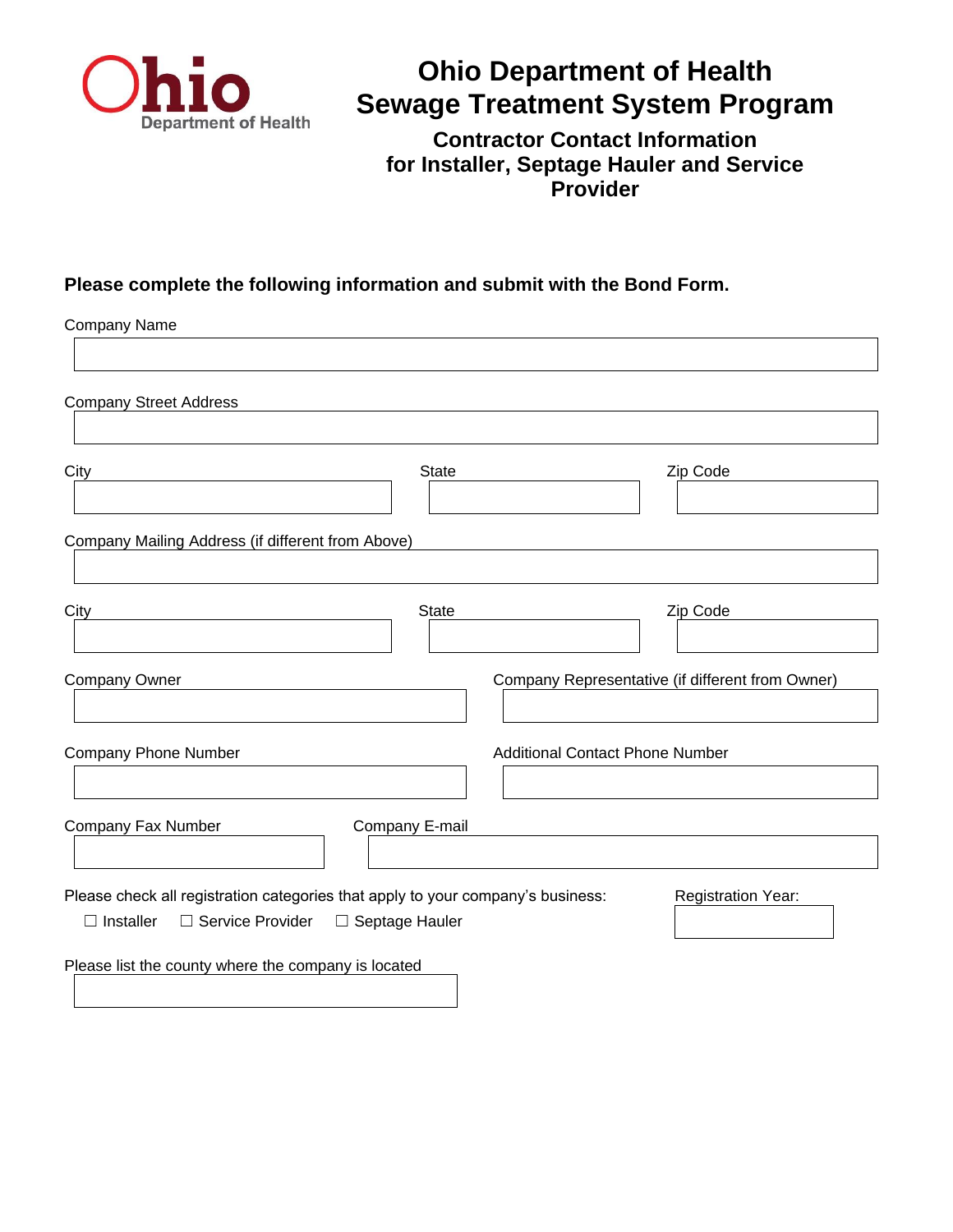# Ohio Department of Health Sewage Treatment System Program

## Contractor Contact Information for Installer, Septage Hauler and Service Provider

**Please complete the following information and submit with the Bond Form.**

Company Name

Company Street Address

City | State | Zip Code

Company Mailing Address (if different from Above)

City | State | Zip Code

Company Owner | Company Representative (if different from Owner)

Company Phone Number | Additional Contact Phone Number

Company Fax Number | Company E-mail

Please check all registration categories that apply to your company's business:

☐ Installer ☐ Service Provider ☐ Septage Hauler

Registration Year:

Please list the county where the company is located